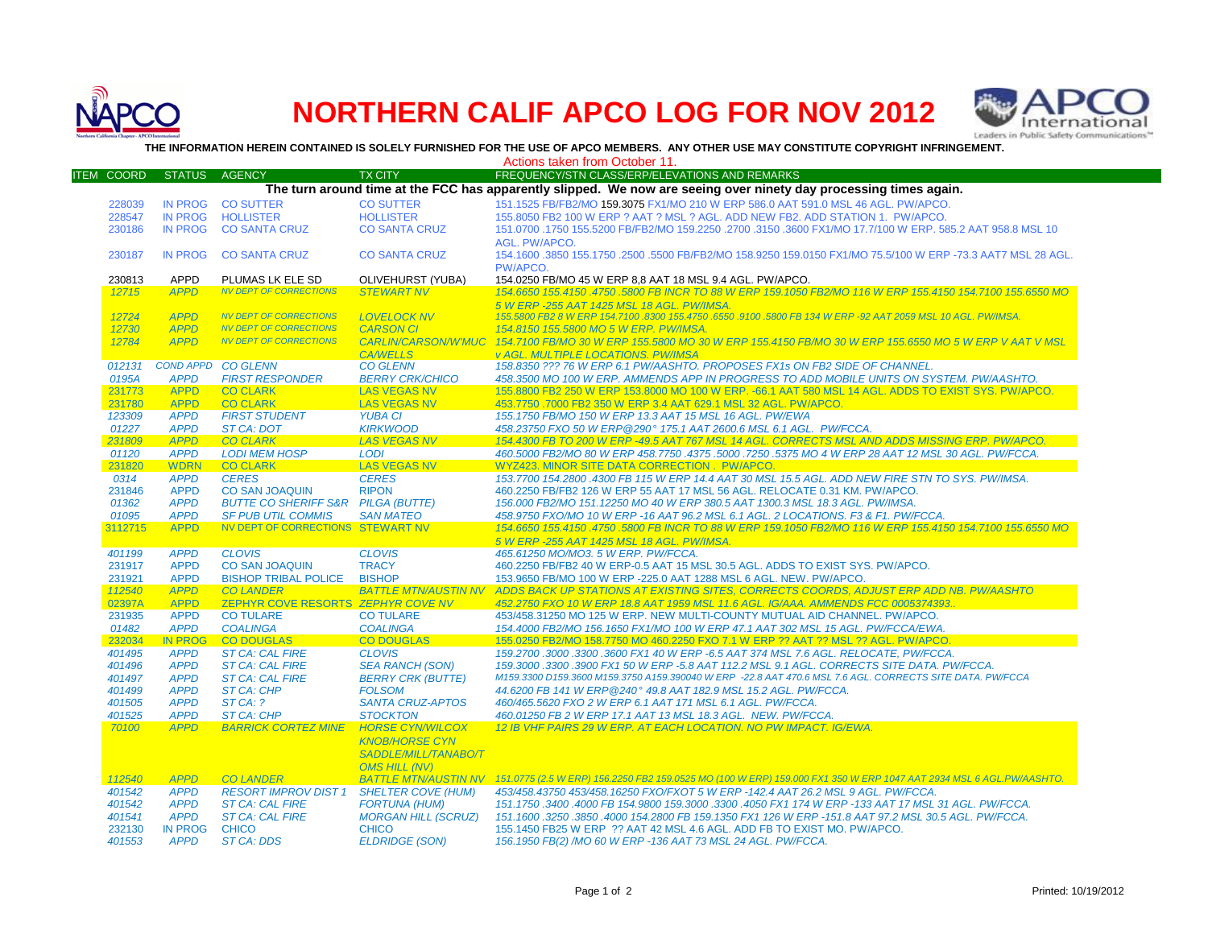# NORTHERN CALIF APCO LOG FOR NOV 2012

**THE INFORMATION HEREIN CONTAINED IS SOLELY FURNISHED FOR THE USE OF APCO MEMBERS. ANY OTHER USE MAY CONSTITUTE COPYRIGHT INFRINGEMENT.**

Actions taken from October 11.

| ITEM | COORD | STATUS | AGENCY | TX CITY | FREQUENCY/STN CLASS/ERP/ELEVATIONS AND REMARKS |
|---|---|---|---|---|---|
| | | | | | **The turn around time at the FCC has apparently slipped. We now are seeing over ninety day processing times again.** |
| | 228039 | IN PROG | CO SUTTER | CO SUTTER | 151.1525 FB/FB2/MO 159.3075 FX1/MO 210 W ERP 586.0 AAT 591.0 MSL 46 AGL. PW/APCO. |
| | 228547 | IN PROG | HOLLISTER | HOLLISTER | 155.8050 FB2 100 W ERP ? AAT ? MSL ? AGL. ADD NEW FB2. ADD STATION 1. PW/APCO. |
| | 230186 | IN PROG | CO SANTA CRUZ | CO SANTA CRUZ | 151.0700 .1750 155.5200 FB/FB2/MO 159.2250 .2700 .3150 .3600 FX1/MO 17.7/100 W ERP. 585.2 AAT 958.8 MSL 10 AGL. PW/APCO. |
| | 230187 | IN PROG | CO SANTA CRUZ | CO SANTA CRUZ | 154.1600 .3850 155.1750 .2500 .5500 FB/FB2/MO 158.9250 159.0150 FX1/MO 75.5/100 W ERP -73.3 AAT7 MSL 28 AGL. PW/APCO. |
| | 230813 | APPD | PLUMAS LK ELE SD | OLIVEHURST (YUBA) | 154.0250 FB/MO 45 W ERP 8,8 AAT 18 MSL 9.4 AGL. PW/APCO. |
| | *12715* | *APPD* | *NV DEPT OF CORRECTIONS* | *STEWART NV* | *154.6650 155.4150 .4750 .5800 FB INCR TO 88 W ERP 159.1050 FB2/MO 116 W ERP 155.4150 154.7100 155.6550 MO 5 W ERP -255 AAT 1425 MSL 18 AGL. PW/IMSA.* |
| | *12724* | *APPD* | *NV DEPT OF CORRECTIONS* | *LOVELOCK NV* | *155.5800 FB2 8 W ERP 154.7100 .8300 155.4750 .6550 .9100 .5800 FB 134 W ERP -92 AAT 2059 MSL 10 AGL. PW/IMSA.* |
| | *12730* | *APPD* | *NV DEPT OF CORRECTIONS* | *CARSON CI* | *154.8150 155.5800 MO 5 W ERP. PW/IMSA.* |
| | *12784* | *APPD* | *NV DEPT OF CORRECTIONS* | *CARLIN/CARSON/W'MUC CA/WELLS* | *154.7100 FB/MO 30 W ERP 155.5800 MO 30 W ERP 155.4150 FB/MO 30 W ERP 155.6550 MO 5 W ERP V AAT V MSL v AGL. MULTIPLE LOCATIONS. PW/IMSA* |
| | *012131* | *COND APPD* | *CO GLENN* | *CO GLENN* | *158.8350 ??? 76 W ERP 6.1 PW/AASHTO. PROPOSES FX1s ON FB2 SIDE OF CHANNEL.* |
| | *0195A* | *APPD* | *FIRST RESPONDER* | *BERRY CRK/CHICO* | *458.3500 MO 100 W ERP. AMMENDS APP IN PROGRESS TO ADD MOBILE UNITS ON SYSTEM. PW/AASHTO.* |
| | 231773 | APPD | CO CLARK | LAS VEGAS NV | 155.8800 FB2 250 W ERP 153.8000 MO 100 W ERP. -66.1 AAT 580 MSL 14 AGL. ADDS TO EXIST SYS. PW/APCO. |
| | 231780 | APPD | CO CLARK | LAS VEGAS NV | 453.7750 .7000 FB2 350 W ERP 3.4 AAT 629.1 MSL 32 AGL. PW/APCO. |
| | *123309* | *APPD* | *FIRST STUDENT* | *YUBA CI* | *155.1750 FB/MO 150 W ERP 13.3 AAT 15 MSL 16 AGL. PW/EWA* |
| | *01227* | *APPD* | *ST CA: DOT* | *KIRKWOOD* | *458.23750 FXO 50 W ERP@290° 175.1 AAT 2600.6 MSL 6.1 AGL. PW/FCCA.* |
| | *231809* | *APPD* | *CO CLARK* | *LAS VEGAS NV* | *154.4300 FB TO 200 W ERP -49.5 AAT 767 MSL 14 AGL. CORRECTS MSL AND ADDS MISSING ERP. PW/APCO.* |
| | *01120* | *APPD* | *LODI MEM HOSP* | *LODI* | *460.5000 FB2/MO 80 W ERP 458.7750 .4375 .5000 .7250 .5375 MO 4 W ERP 28 AAT 12 MSL 30 AGL. PW/FCCA.* |
| | 231820 | WDRN | CO CLARK | LAS VEGAS NV | WYZ423. MINOR SITE DATA CORRECTION . PW/APCO. |
| | *0314* | *APPD* | *CERES* | *CERES* | *153.7700 154.2800 .4300 FB 115 W ERP 14.4 AAT 30 MSL 15.5 AGL. ADD NEW FIRE STN TO SYS. PW/IMSA.* |
| | 231846 | APPD | CO SAN JOAQUIN | RIPON | 460.2250 FB/FB2 126 W ERP 55 AAT 17 MSL 56 AGL. RELOCATE 0.31 KM. PW/APCO. |
| | *01362* | *APPD* | *BUTTE CO SHERIFF S&R* | *PILGA (BUTTE)* | *156.000 FB2/MO 151.12250 MO 40 W ERP 380.5 AAT 1300.3 MSL 18.3 AGL. PW/IMSA.* |
| | *01095* | *APPD* | *SF PUB UTIL COMMIS* | *SAN MATEO* | *458.9750 FXO/MO 10 W ERP -16 AAT 96.2 MSL 6.1 AGL. 2 LOCATIONS. F3 & F1. PW/FCCA.* |
| | *3112715* | *APPD* | *NV DEPT OF CORRECTIONS* | *STEWART NV* | *154.6650 155.4150 .4750 .5800 FB INCR TO 88 W ERP 159.1050 FB2/MO 116 W ERP 155.4150 154.7100 155.6550 MO 5 W ERP -255 AAT 1425 MSL 18 AGL. PW/IMSA.* |
| | *401199* | *APPD* | *CLOVIS* | *CLOVIS* | *465.61250 MO/MO3. 5 W ERP. PW/FCCA.* |
| | 231917 | APPD | CO SAN JOAQUIN | TRACY | 460.2250 FB/FB2 40 W ERP-0.5 AAT 15 MSL 30.5 AGL. ADDS TO EXIST SYS. PW/APCO. |
| | 231921 | APPD | BISHOP TRIBAL POLICE | BISHOP | 153.9650 FB/MO 100 W ERP -225.0 AAT 1288 MSL 6 AGL. NEW. PW/APCO. |
| | *112540* | *APPD* | *CO LANDER* | *BATTLE MTN/AUSTIN NV* | *ADDS BACK UP STATIONS AT EXISTING SITES, CORRECTS COORDS, ADJUST ERP ADD NB. PW/AASHTO* |
| | *02397A* | *APPD* | *ZEPHYR COVE RESORTS* | *ZEPHYR COVE NV* | *452.2750 FXO 10 W ERP 18.8 AAT 1959 MSL 11.6 AGL. IG/AAA. AMMENDS FCC 0005374393..* |
| | 231935 | APPD | CO TULARE | CO TULARE | 453/458.31250 MO 125 W ERP. NEW MULTI-COUNTY MUTUAL AID CHANNEL. PW/APCO. |
| | *01482* | *APPD* | *COALINGA* | *COALINGA* | *154.4000 FB2/MO 156.1650 FX1/MO 100 W ERP 47.1 AAT 302 MSL 15 AGL. PW/FCCA/EWA.* |
| | 232034 | IN PROG | CO DOUGLAS | CO DOUGLAS | 155.0250 FB2/MO 158.7750 MO 460.2250 FXO 7.1 W ERP ?? AAT ?? MSL ?? AGL. PW/APCO. |
| | *401495* | *APPD* | *ST CA: CAL FIRE* | *CLOVIS* | *159.2700 .3000 .3300 .3600 FX1 40 W ERP -6.5 AAT 374 MSL 7.6 AGL. RELOCATE, PW/FCCA.* |
| | *401496* | *APPD* | *ST CA: CAL FIRE* | *SEA RANCH (SON)* | *159.3000 .3300 .3900 FX1 50 W ERP -5.8 AAT 112.2 MSL 9.1 AGL. CORRECTS SITE DATA. PW/FCCA.* |
| | *401497* | *APPD* | *ST CA: CAL FIRE* | *BERRY CRK (BUTTE)* | *M159.3300 D159.3600 M159.3750 A159.390040 W ERP -22.8 AAT 470.6 MSL 7.6 AGL. CORRECTS SITE DATA. PW/FCCA* |
| | *401499* | *APPD* | *ST CA: CHP* | *FOLSOM* | *44.6200 FB 141 W ERP@240° 49.8 AAT 182.9 MSL 15.2 AGL. PW/FCCA.* |
| | *401505* | *APPD* | *ST CA: ?* | *SANTA CRUZ-APTOS* | *460/465.5620 FXO 2 W ERP 6.1 AAT 171 MSL 6.1 AGL. PW/FCCA.* |
| | *401525* | *APPD* | *ST CA: CHP* | *STOCKTON* | *460.01250 FB 2 W ERP 17.1 AAT 13 MSL 18.3 AGL. NEW. PW/FCCA.* |
| | *70100* | *APPD* | *BARRICK CORTEZ MINE* | *HORSE CYN/WILCOX KNOB/HORSE CYN SADDLE/MILL/TANABO/T OMS HILL (NV)* | *12 IB VHF PAIRS 29 W ERP. AT EACH LOCATION. NO PW IMPACT. IG/EWA.* |
| | *112540* | *APPD* | *CO LANDER* | *BATTLE MTN/AUSTIN NV* | *151.0775 (2.5 W ERP) 156.2250 FB2 159.0525 MO (100 W ERP) 159.000 FX1 350 W ERP 1047 AAT 2934 MSL 6 AGL.PW/AASHTO.* |
| | *401542* | *APPD* | *RESORT IMPROV DIST 1* | *SHELTER COVE (HUM)* | *453/458.43750 453/458.16250 FXO/FXOT 5 W ERP -142.4 AAT 26.2 MSL 9 AGL. PW/FCCA.* |
| | *401542* | *APPD* | *ST CA: CAL FIRE* | *FORTUNA (HUM)* | *151.1750 .3400 .4000 FB 154.9800 159.3000 .3300 .4050 FX1 174 W ERP -133 AAT 17 MSL 31 AGL. PW/FCCA.* |
| | *401541* | *APPD* | *ST CA: CAL FIRE* | *MORGAN HILL (SCRUZ)* | *151.1600 .3250 .3850 .4000 154.2800 FB 159.1350 FX1 126 W ERP -151.8 AAT 97.2 MSL 30.5 AGL. PW/FCCA.* |
| | 232130 | IN PROG | CHICO | CHICO | 155.1450 FB25 W ERP ?? AAT 42 MSL 4.6 AGL. ADD FB TO EXIST MO. PW/APCO. |
| | *401553* | *APPD* | *ST CA: DDS* | *ELDRIDGE (SON)* | *156.1950 FB(2) /MO 60 W ERP -136 AAT 73 MSL 24 AGL. PW/FCCA.* |

Printed: 10/19/2012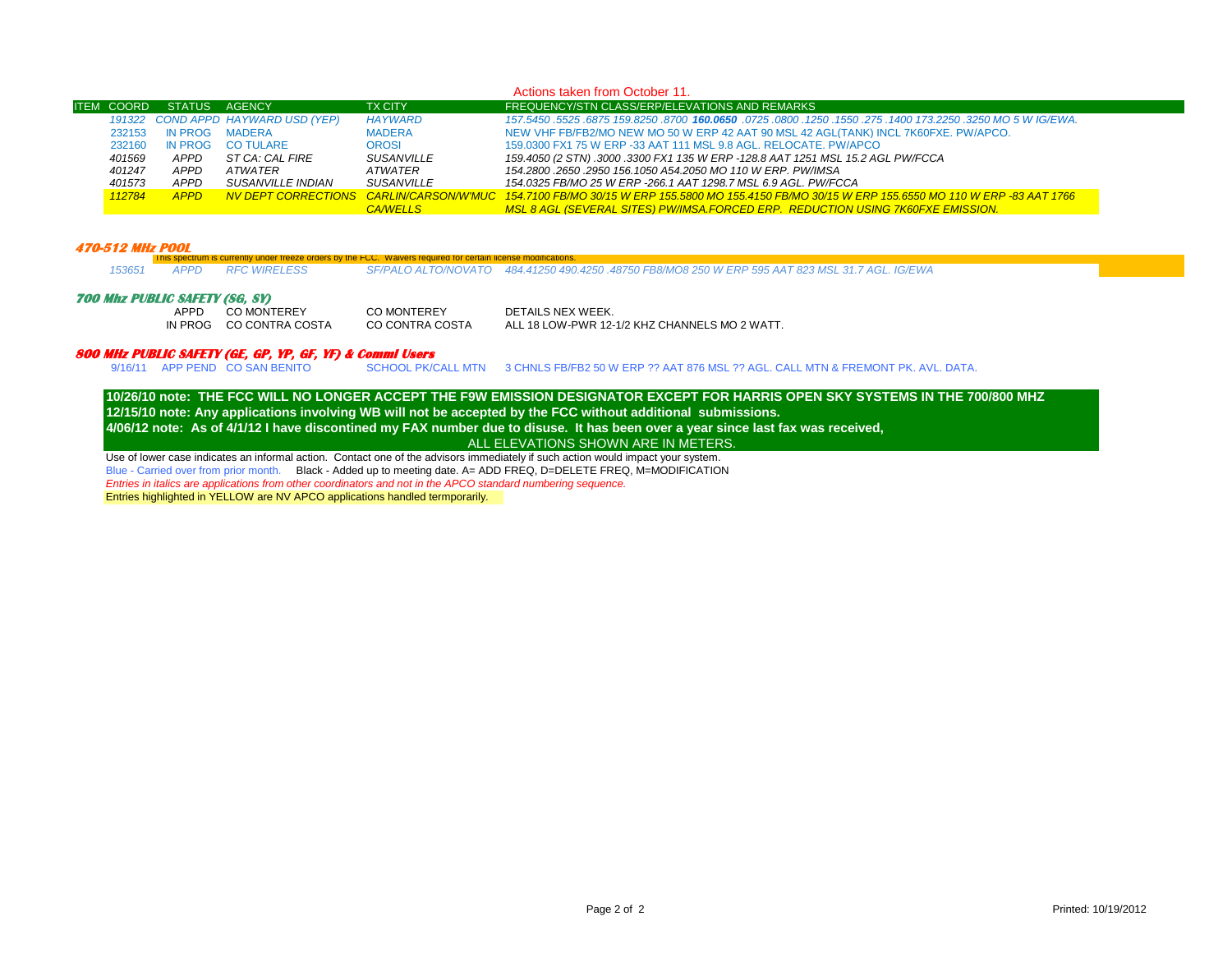Actions taken from October 11.

| ITEM | COORD | STATUS | AGENCY | TX CITY | FREQUENCY/STN CLASS/ERP/ELEVATIONS AND REMARKS |
|---|---|---|---|---|---|
| | *191322* | *COND APPD* | *HAYWARD USD (YEP)* | *HAYWARD* | *157.5450 .5525 .6875 159.8250 .8700* ***160.0650*** *.0725 .0800 .1250 .1550 .275 .1400 173.2250 .3250 MO 5 W IG/EWA.* |
| | 232153 | IN PROG | MADERA | MADERA | NEW VHF FB/FB2/MO NEW MO 50 W ERP 42 AAT 90 MSL 42 AGL(TANK) INCL 7K60FXE. PW/APCO. |
| | 232160 | IN PROG | CO TULARE | OROSI | 159.0300 FX1 75 W ERP -33 AAT 111 MSL 9.8 AGL. RELOCATE. PW/APCO |
| | *401569* | *APPD* | *ST CA: CAL FIRE* | *SUSANVILLE* | *159.4050 (2 STN) .3000 .3300 FX1 135 W ERP -128.8 AAT 1251 MSL 15.2 AGL PW/FCCA* |
| | *401247* | *APPD* | *ATWATER* | *ATWATER* | *154.2800 .2650 .2950 156.1050 A54.2050 MO 110 W ERP. PW/IMSA* |
| | *401573* | *APPD* | *SUSANVILLE INDIAN* | *SUSANVILLE* | *154.0325 FB/MO 25 W ERP -266.1 AAT 1298.7 MSL 6.9 AGL. PW/FCCA* |
| | *112784* | *APPD* | *NV DEPT CORRECTIONS* | *CARLIN/CARSON/W'MUC CA/WELLS* | *154.7100 FB/MO 30/15 W ERP 155.5800 MO 155.4150 FB/MO 30/15 W ERP 155.6550 MO 110 W ERP -83 AAT 1766 MSL 8 AGL (SEVERAL SITES) PW/IMSA.FORCED ERP. REDUCTION USING 7K60FXE EMISSION.* |

### *470-512 MHz POOL*

This spectrum is currently under freeze orders by the FCC. Waivers required for certain license modifications.

| | | | | | |
|---|---|---|---|---|---|
| | *153651* | *APPD* | *RFC WIRELESS* | *SF/PALO ALTO/NOVATO* | *484.41250 490.4250 .48750 FB8/MO8 250 W ERP 595 AAT 823 MSL 31.7 AGL. IG/EWA* |

### *700 Mhz PUBLIC SAFETY (SG, SY)*

| | | | | | |
|---|---|---|---|---|---|
| | | APPD | CO MONTEREY | CO MONTEREY | DETAILS NEX WEEK. |
| | | IN PROG | CO CONTRA COSTA | CO CONTRA COSTA | ALL 18 LOW-PWR 12-1/2 KHZ CHANNELS MO 2 WATT. |

### *800 MHz PUBLIC SAFETY (GE, GP, YP, GF, YF) & Comml Users*

| | | | | | |
|---|---|---|---|---|---|
| | 9/16/11 | APP PEND | CO SAN BENITO | SCHOOL PK/CALL MTN | 3 CHNLS FB/FB2 50 W ERP ?? AAT 876 MSL ?? AGL. CALL MTN & FREMONT PK. AVL. DATA. |

**10/26/10 note: THE FCC WILL NO LONGER ACCEPT THE F9W EMISSION DESIGNATOR EXCEPT FOR HARRIS OPEN SKY SYSTEMS IN THE 700/800 MHZ**

**12/15/10 note: Any applications involving WB will not be accepted by the FCC without additional submissions.**

**4/06/12 note: As of 4/1/12 I have discontined my FAX number due to disuse. It has been over a year since last fax was received,**

ALL ELEVATIONS SHOWN ARE IN METERS.

Use of lower case indicates an informal action. Contact one of the advisors immediately if such action would impact your system.

Blue - Carried over from prior month. Black - Added up to meeting date. A= ADD FREQ, D=DELETE FREQ, M=MODIFICATION

*Entries in italics are applications from other coordinators and not in the APCO standard numbering sequence.*

Entries highlighted in YELLOW are NV APCO applications handled termporarily.

Printed: 10/19/2012